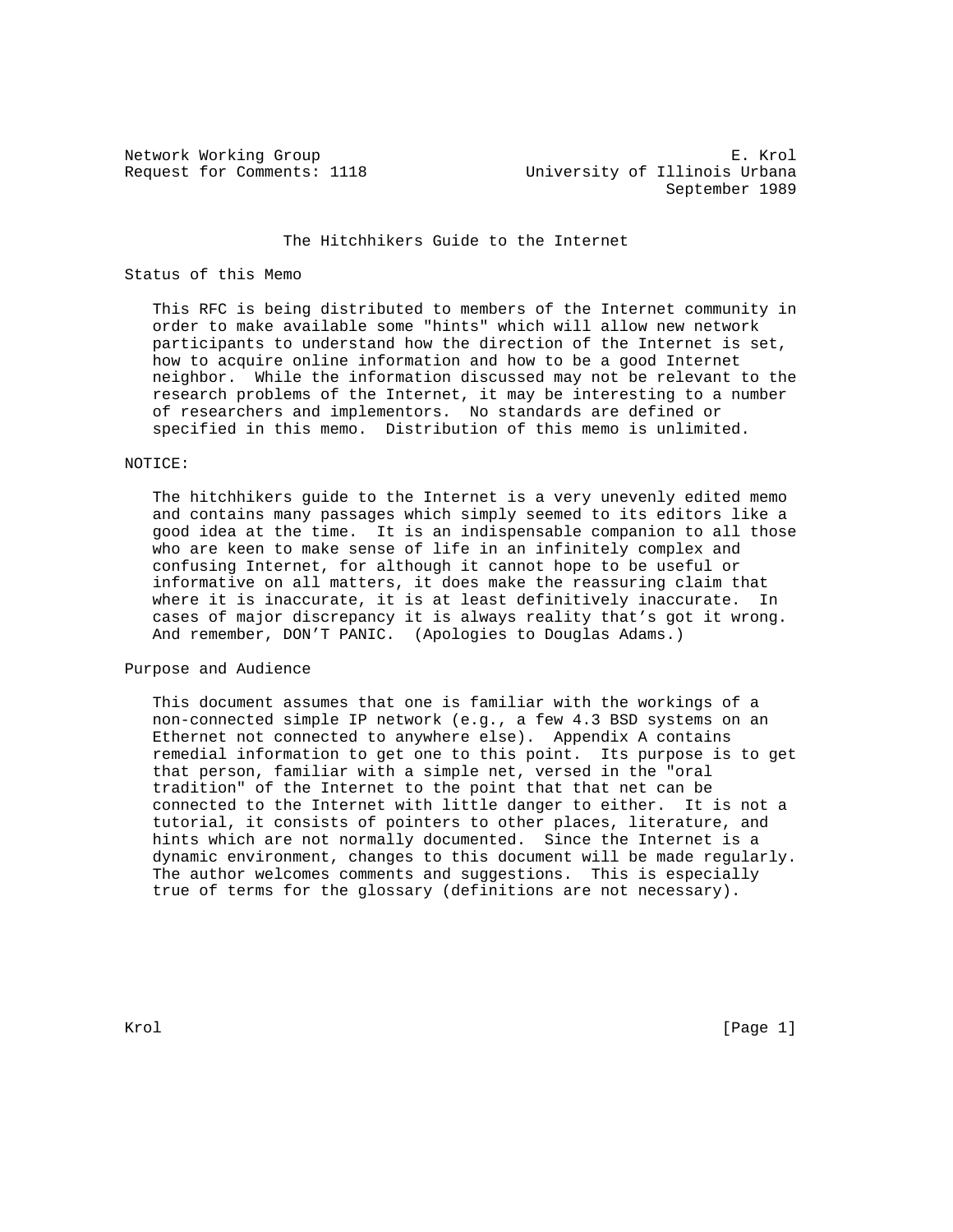Network Working Group E. Krol
Request for Comments: 1118 University of Illinois Urbana
September 1989

# The Hitchhikers Guide to the Internet

## Status of this Memo

This RFC is being distributed to members of the Internet community in order to make available some "hints" which will allow new network participants to understand how the direction of the Internet is set, how to acquire online information and how to be a good Internet neighbor. While the information discussed may not be relevant to the research problems of the Internet, it may be interesting to a number of researchers and implementors. No standards are defined or specified in this memo. Distribution of this memo is unlimited.

## NOTICE:

The hitchhikers guide to the Internet is a very unevenly edited memo and contains many passages which simply seemed to its editors like a good idea at the time. It is an indispensable companion to all those who are keen to make sense of life in an infinitely complex and confusing Internet, for although it cannot hope to be useful or informative on all matters, it does make the reassuring claim that where it is inaccurate, it is at least definitively inaccurate. In cases of major discrepancy it is always reality that's got it wrong. And remember, DON'T PANIC. (Apologies to Douglas Adams.)

## Purpose and Audience

This document assumes that one is familiar with the workings of a non-connected simple IP network (e.g., a few 4.3 BSD systems on an Ethernet not connected to anywhere else). Appendix A contains remedial information to get one to this point. Its purpose is to get that person, familiar with a simple net, versed in the "oral tradition" of the Internet to the point that that net can be connected to the Internet with little danger to either. It is not a tutorial, it consists of pointers to other places, literature, and hints which are not normally documented. Since the Internet is a dynamic environment, changes to this document will be made regularly. The author welcomes comments and suggestions. This is especially true of terms for the glossary (definitions are not necessary).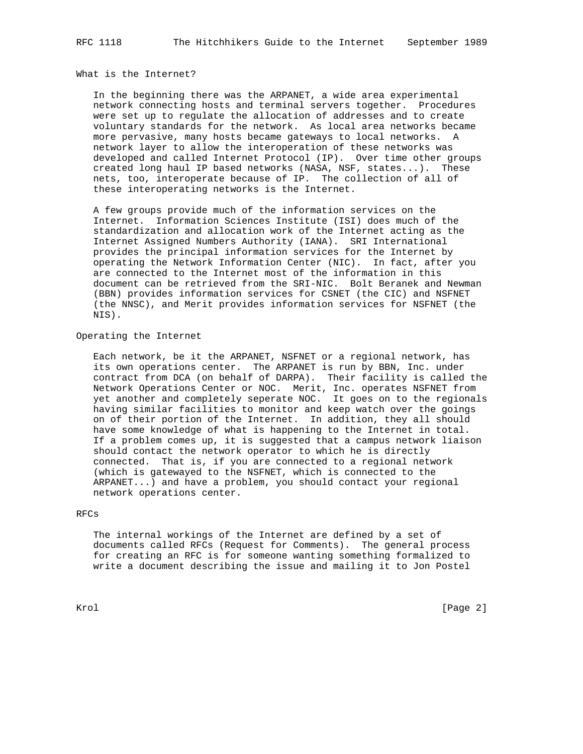## What is the Internet?

In the beginning there was the ARPANET, a wide area experimental network connecting hosts and terminal servers together. Procedures were set up to regulate the allocation of addresses and to create voluntary standards for the network. As local area networks became more pervasive, many hosts became gateways to local networks. A network layer to allow the interoperation of these networks was developed and called Internet Protocol (IP). Over time other groups created long haul IP based networks (NASA, NSF, states...). These nets, too, interoperate because of IP. The collection of all of these interoperating networks is the Internet.

A few groups provide much of the information services on the Internet. Information Sciences Institute (ISI) does much of the standardization and allocation work of the Internet acting as the Internet Assigned Numbers Authority (IANA). SRI International provides the principal information services for the Internet by operating the Network Information Center (NIC). In fact, after you are connected to the Internet most of the information in this document can be retrieved from the SRI-NIC. Bolt Beranek and Newman (BBN) provides information services for CSNET (the CIC) and NSFNET (the NNSC), and Merit provides information services for NSFNET (the NIS).

## Operating the Internet

Each network, be it the ARPANET, NSFNET or a regional network, has its own operations center. The ARPANET is run by BBN, Inc. under contract from DCA (on behalf of DARPA). Their facility is called the Network Operations Center or NOC. Merit, Inc. operates NSFNET from yet another and completely seperate NOC. It goes on to the regionals having similar facilities to monitor and keep watch over the goings on of their portion of the Internet. In addition, they all should have some knowledge of what is happening to the Internet in total. If a problem comes up, it is suggested that a campus network liaison should contact the network operator to which he is directly connected. That is, if you are connected to a regional network (which is gatewayed to the NSFNET, which is connected to the ARPANET...) and have a problem, you should contact your regional network operations center.

## RFCs

The internal workings of the Internet are defined by a set of documents called RFCs (Request for Comments). The general process for creating an RFC is for someone wanting something formalized to write a document describing the issue and mailing it to Jon Postel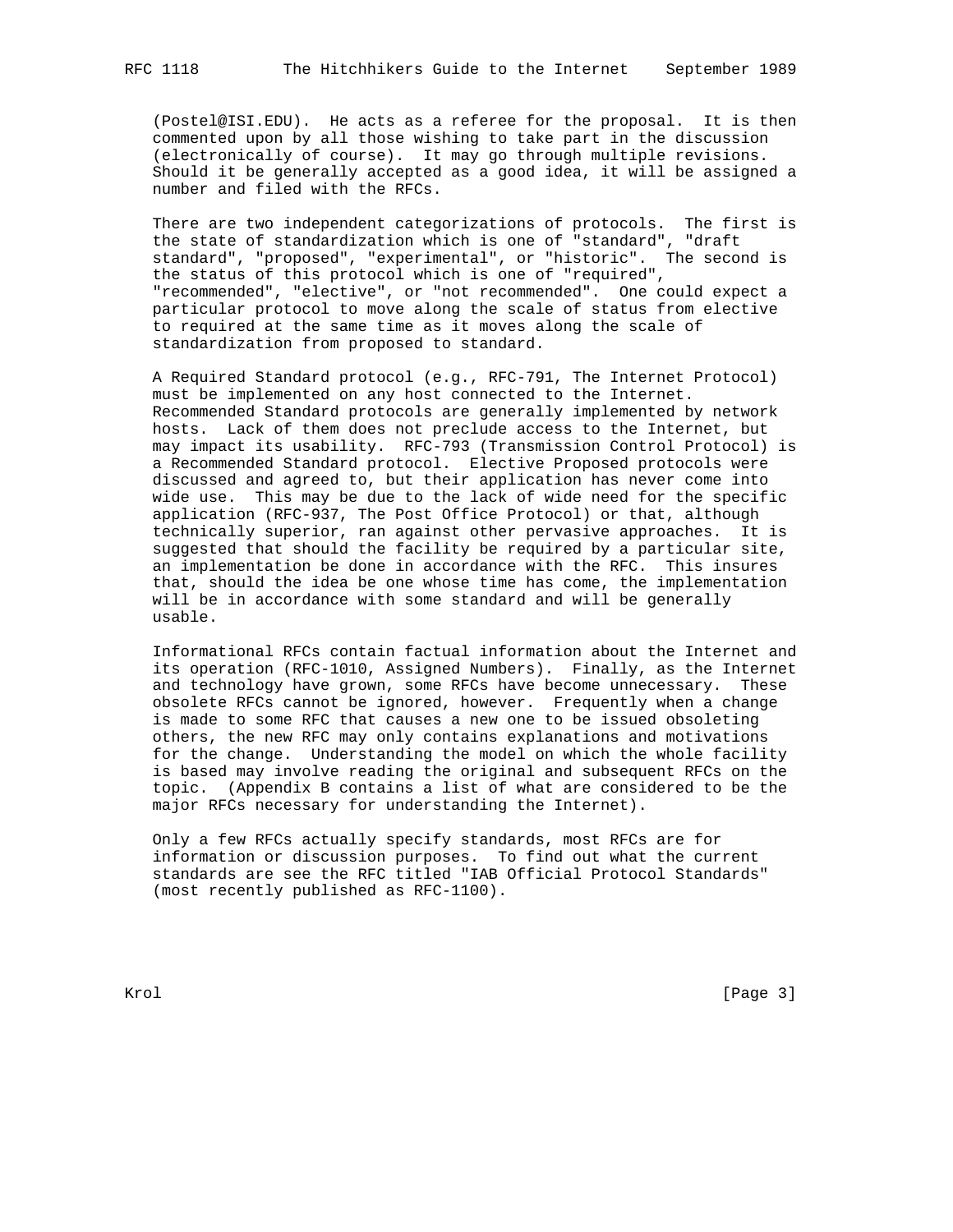(Postel@ISI.EDU). He acts as a referee for the proposal. It is then commented upon by all those wishing to take part in the discussion (electronically of course). It may go through multiple revisions. Should it be generally accepted as a good idea, it will be assigned a number and filed with the RFCs.

There are two independent categorizations of protocols. The first is the state of standardization which is one of "standard", "draft standard", "proposed", "experimental", or "historic". The second is the status of this protocol which is one of "required", "recommended", "elective", or "not recommended". One could expect a particular protocol to move along the scale of status from elective to required at the same time as it moves along the scale of standardization from proposed to standard.

A Required Standard protocol (e.g., RFC-791, The Internet Protocol) must be implemented on any host connected to the Internet. Recommended Standard protocols are generally implemented by network hosts. Lack of them does not preclude access to the Internet, but may impact its usability. RFC-793 (Transmission Control Protocol) is a Recommended Standard protocol. Elective Proposed protocols were discussed and agreed to, but their application has never come into wide use. This may be due to the lack of wide need for the specific application (RFC-937, The Post Office Protocol) or that, although technically superior, ran against other pervasive approaches. It is suggested that should the facility be required by a particular site, an implementation be done in accordance with the RFC. This insures that, should the idea be one whose time has come, the implementation will be in accordance with some standard and will be generally usable.

Informational RFCs contain factual information about the Internet and its operation (RFC-1010, Assigned Numbers). Finally, as the Internet and technology have grown, some RFCs have become unnecessary. These obsolete RFCs cannot be ignored, however. Frequently when a change is made to some RFC that causes a new one to be issued obsoleting others, the new RFC may only contains explanations and motivations for the change. Understanding the model on which the whole facility is based may involve reading the original and subsequent RFCs on the topic. (Appendix B contains a list of what are considered to be the major RFCs necessary for understanding the Internet).

Only a few RFCs actually specify standards, most RFCs are for information or discussion purposes. To find out what the current standards are see the RFC titled "IAB Official Protocol Standards" (most recently published as RFC-1100).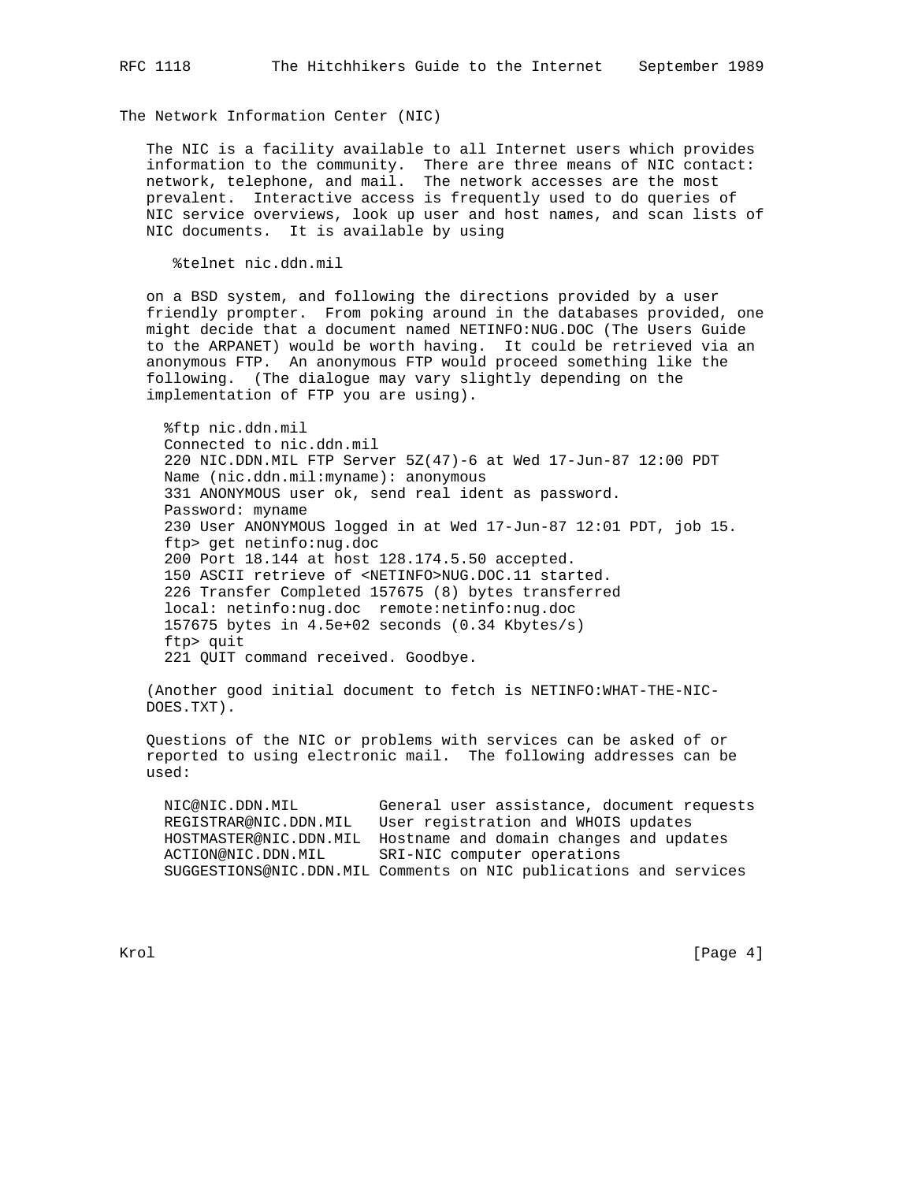## The Network Information Center (NIC)

The NIC is a facility available to all Internet users which provides information to the community. There are three means of NIC contact: network, telephone, and mail. The network accesses are the most prevalent. Interactive access is frequently used to do queries of NIC service overviews, look up user and host names, and scan lists of NIC documents. It is available by using

```
%telnet nic.ddn.mil
```

on a BSD system, and following the directions provided by a user friendly prompter. From poking around in the databases provided, one might decide that a document named NETINFO:NUG.DOC (The Users Guide to the ARPANET) would be worth having. It could be retrieved via an anonymous FTP. An anonymous FTP would proceed something like the following. (The dialogue may vary slightly depending on the implementation of FTP you are using).

```
%ftp nic.ddn.mil
Connected to nic.ddn.mil
220 NIC.DDN.MIL FTP Server 5Z(47)-6 at Wed 17-Jun-87 12:00 PDT
Name (nic.ddn.mil:myname): anonymous
331 ANONYMOUS user ok, send real ident as password.
Password: myname
230 User ANONYMOUS logged in at Wed 17-Jun-87 12:01 PDT, job 15.
ftp> get netinfo:nug.doc
200 Port 18.144 at host 128.174.5.50 accepted.
150 ASCII retrieve of <NETINFO>NUG.DOC.11 started.
226 Transfer Completed 157675 (8) bytes transferred
local: netinfo:nug.doc  remote:netinfo:nug.doc
157675 bytes in 4.5e+02 seconds (0.34 Kbytes/s)
ftp> quit
221 QUIT command received. Goodbye.
```

(Another good initial document to fetch is NETINFO:WHAT-THE-NIC-DOES.TXT).

Questions of the NIC or problems with services can be asked of or reported to using electronic mail. The following addresses can be used:

```
NIC@NIC.DDN.MIL         General user assistance, document requests
REGISTRAR@NIC.DDN.MIL   User registration and WHOIS updates
HOSTMASTER@NIC.DDN.MIL  Hostname and domain changes and updates
ACTION@NIC.DDN.MIL      SRI-NIC computer operations
SUGGESTIONS@NIC.DDN.MIL Comments on NIC publications and services
```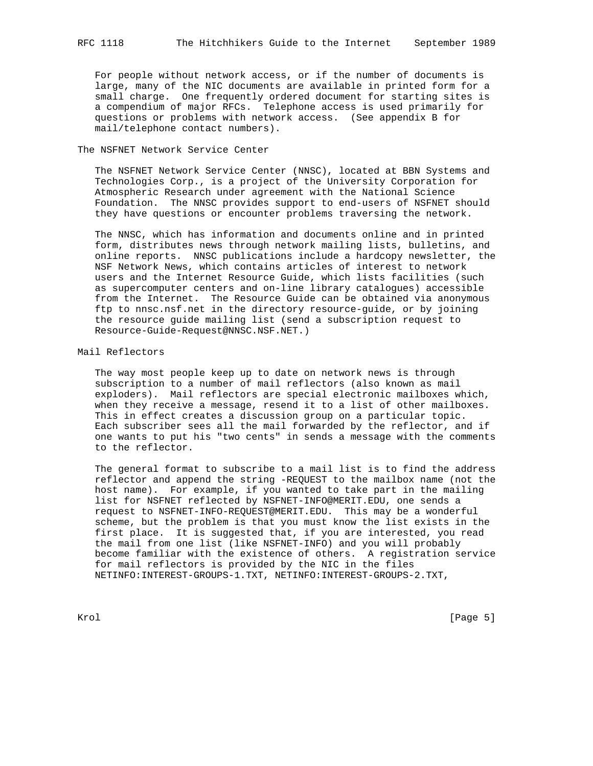For people without network access, or if the number of documents is large, many of the NIC documents are available in printed form for a small charge. One frequently ordered document for starting sites is a compendium of major RFCs. Telephone access is used primarily for questions or problems with network access. (See appendix B for mail/telephone contact numbers).

## The NSFNET Network Service Center

The NSFNET Network Service Center (NNSC), located at BBN Systems and Technologies Corp., is a project of the University Corporation for Atmospheric Research under agreement with the National Science Foundation. The NNSC provides support to end-users of NSFNET should they have questions or encounter problems traversing the network.

The NNSC, which has information and documents online and in printed form, distributes news through network mailing lists, bulletins, and online reports. NNSC publications include a hardcopy newsletter, the NSF Network News, which contains articles of interest to network users and the Internet Resource Guide, which lists facilities (such as supercomputer centers and on-line library catalogues) accessible from the Internet. The Resource Guide can be obtained via anonymous ftp to nnsc.nsf.net in the directory resource-guide, or by joining the resource guide mailing list (send a subscription request to Resource-Guide-Request@NNSC.NSF.NET.)

## Mail Reflectors

The way most people keep up to date on network news is through subscription to a number of mail reflectors (also known as mail exploders). Mail reflectors are special electronic mailboxes which, when they receive a message, resend it to a list of other mailboxes. This in effect creates a discussion group on a particular topic. Each subscriber sees all the mail forwarded by the reflector, and if one wants to put his "two cents" in sends a message with the comments to the reflector.

The general format to subscribe to a mail list is to find the address reflector and append the string -REQUEST to the mailbox name (not the host name). For example, if you wanted to take part in the mailing list for NSFNET reflected by NSFNET-INFO@MERIT.EDU, one sends a request to NSFNET-INFO-REQUEST@MERIT.EDU. This may be a wonderful scheme, but the problem is that you must know the list exists in the first place. It is suggested that, if you are interested, you read the mail from one list (like NSFNET-INFO) and you will probably become familiar with the existence of others. A registration service for mail reflectors is provided by the NIC in the files NETINFO:INTEREST-GROUPS-1.TXT, NETINFO:INTEREST-GROUPS-2.TXT,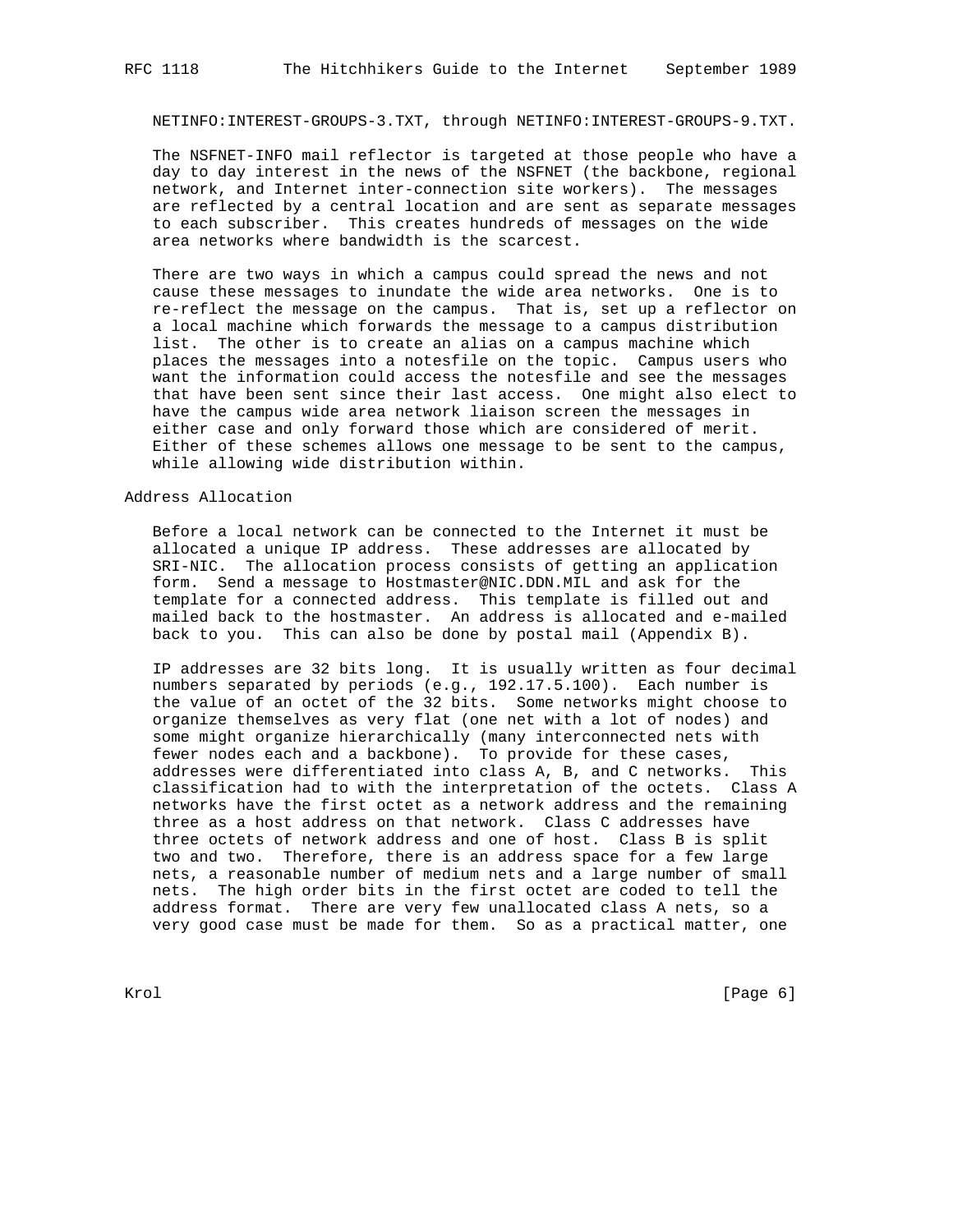NETINFO:INTEREST-GROUPS-3.TXT, through NETINFO:INTEREST-GROUPS-9.TXT.

The NSFNET-INFO mail reflector is targeted at those people who have a day to day interest in the news of the NSFNET (the backbone, regional network, and Internet inter-connection site workers). The messages are reflected by a central location and are sent as separate messages to each subscriber. This creates hundreds of messages on the wide area networks where bandwidth is the scarcest.

There are two ways in which a campus could spread the news and not cause these messages to inundate the wide area networks. One is to re-reflect the message on the campus. That is, set up a reflector on a local machine which forwards the message to a campus distribution list. The other is to create an alias on a campus machine which places the messages into a notesfile on the topic. Campus users who want the information could access the notesfile and see the messages that have been sent since their last access. One might also elect to have the campus wide area network liaison screen the messages in either case and only forward those which are considered of merit. Either of these schemes allows one message to be sent to the campus, while allowing wide distribution within.

## Address Allocation

Before a local network can be connected to the Internet it must be allocated a unique IP address. These addresses are allocated by SRI-NIC. The allocation process consists of getting an application form. Send a message to Hostmaster@NIC.DDN.MIL and ask for the template for a connected address. This template is filled out and mailed back to the hostmaster. An address is allocated and e-mailed back to you. This can also be done by postal mail (Appendix B).

IP addresses are 32 bits long. It is usually written as four decimal numbers separated by periods (e.g., 192.17.5.100). Each number is the value of an octet of the 32 bits. Some networks might choose to organize themselves as very flat (one net with a lot of nodes) and some might organize hierarchically (many interconnected nets with fewer nodes each and a backbone). To provide for these cases, addresses were differentiated into class A, B, and C networks. This classification had to with the interpretation of the octets. Class A networks have the first octet as a network address and the remaining three as a host address on that network. Class C addresses have three octets of network address and one of host. Class B is split two and two. Therefore, there is an address space for a few large nets, a reasonable number of medium nets and a large number of small nets. The high order bits in the first octet are coded to tell the address format. There are very few unallocated class A nets, so a very good case must be made for them. So as a practical matter, one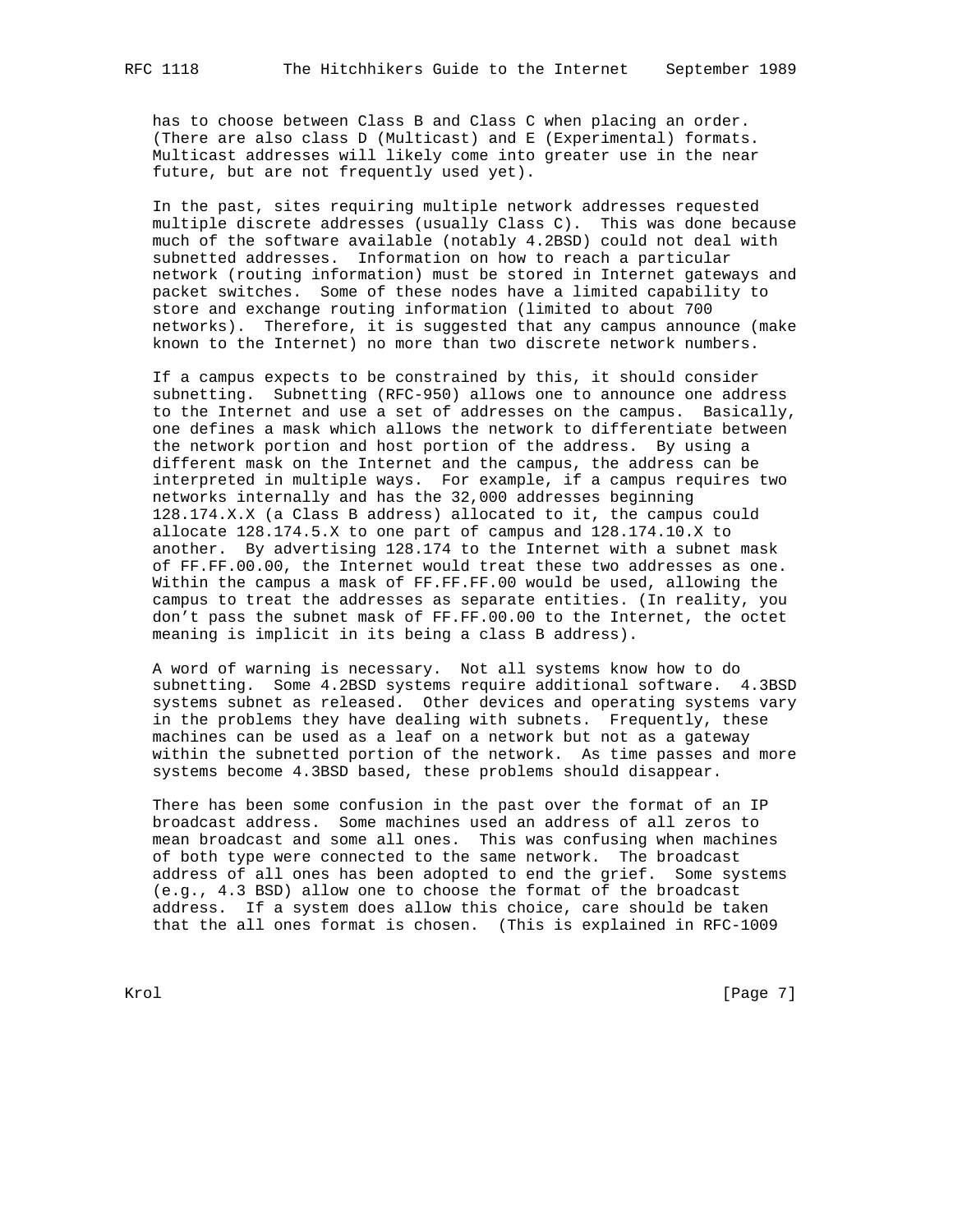has to choose between Class B and Class C when placing an order. (There are also class D (Multicast) and E (Experimental) formats. Multicast addresses will likely come into greater use in the near future, but are not frequently used yet).

In the past, sites requiring multiple network addresses requested multiple discrete addresses (usually Class C). This was done because much of the software available (notably 4.2BSD) could not deal with subnetted addresses. Information on how to reach a particular network (routing information) must be stored in Internet gateways and packet switches. Some of these nodes have a limited capability to store and exchange routing information (limited to about 700 networks). Therefore, it is suggested that any campus announce (make known to the Internet) no more than two discrete network numbers.

If a campus expects to be constrained by this, it should consider subnetting. Subnetting (RFC-950) allows one to announce one address to the Internet and use a set of addresses on the campus. Basically, one defines a mask which allows the network to differentiate between the network portion and host portion of the address. By using a different mask on the Internet and the campus, the address can be interpreted in multiple ways. For example, if a campus requires two networks internally and has the 32,000 addresses beginning 128.174.X.X (a Class B address) allocated to it, the campus could allocate 128.174.5.X to one part of campus and 128.174.10.X to another. By advertising 128.174 to the Internet with a subnet mask of FF.FF.00.00, the Internet would treat these two addresses as one. Within the campus a mask of FF.FF.FF.00 would be used, allowing the campus to treat the addresses as separate entities. (In reality, you don't pass the subnet mask of FF.FF.00.00 to the Internet, the octet meaning is implicit in its being a class B address).

A word of warning is necessary. Not all systems know how to do subnetting. Some 4.2BSD systems require additional software. 4.3BSD systems subnet as released. Other devices and operating systems vary in the problems they have dealing with subnets. Frequently, these machines can be used as a leaf on a network but not as a gateway within the subnetted portion of the network. As time passes and more systems become 4.3BSD based, these problems should disappear.

There has been some confusion in the past over the format of an IP broadcast address. Some machines used an address of all zeros to mean broadcast and some all ones. This was confusing when machines of both type were connected to the same network. The broadcast address of all ones has been adopted to end the grief. Some systems (e.g., 4.3 BSD) allow one to choose the format of the broadcast address. If a system does allow this choice, care should be taken that the all ones format is chosen. (This is explained in RFC-1009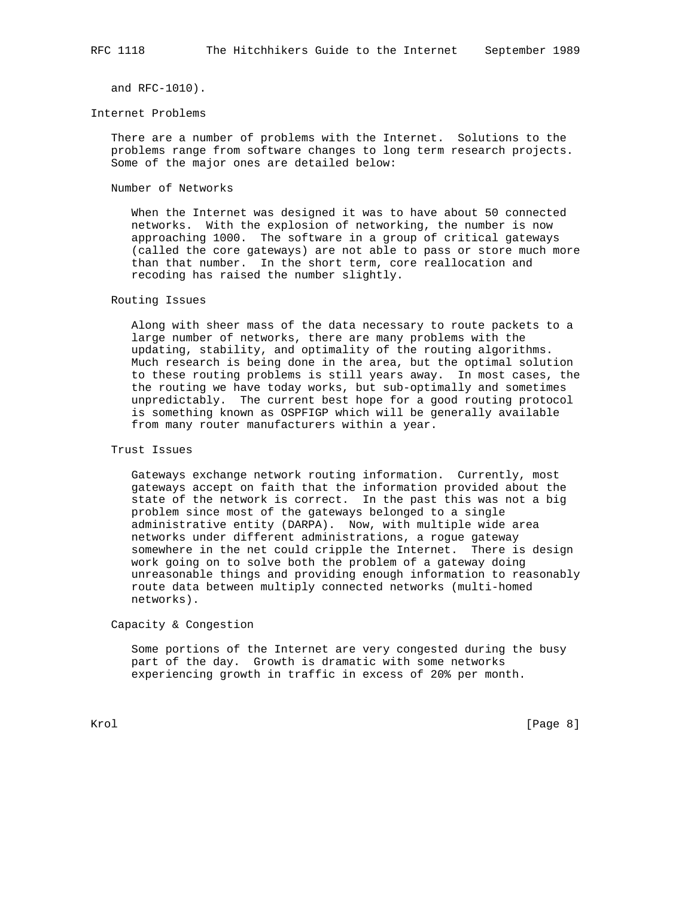and RFC-1010).

## Internet Problems

There are a number of problems with the Internet. Solutions to the problems range from software changes to long term research projects. Some of the major ones are detailed below:

### Number of Networks

When the Internet was designed it was to have about 50 connected networks. With the explosion of networking, the number is now approaching 1000. The software in a group of critical gateways (called the core gateways) are not able to pass or store much more than that number. In the short term, core reallocation and recoding has raised the number slightly.

### Routing Issues

Along with sheer mass of the data necessary to route packets to a large number of networks, there are many problems with the updating, stability, and optimality of the routing algorithms. Much research is being done in the area, but the optimal solution to these routing problems is still years away. In most cases, the the routing we have today works, but sub-optimally and sometimes unpredictably. The current best hope for a good routing protocol is something known as OSPFIGP which will be generally available from many router manufacturers within a year.

### Trust Issues

Gateways exchange network routing information. Currently, most gateways accept on faith that the information provided about the state of the network is correct. In the past this was not a big problem since most of the gateways belonged to a single administrative entity (DARPA). Now, with multiple wide area networks under different administrations, a rogue gateway somewhere in the net could cripple the Internet. There is design work going on to solve both the problem of a gateway doing unreasonable things and providing enough information to reasonably route data between multiply connected networks (multi-homed networks).

### Capacity & Congestion

Some portions of the Internet are very congested during the busy part of the day. Growth is dramatic with some networks experiencing growth in traffic in excess of 20% per month.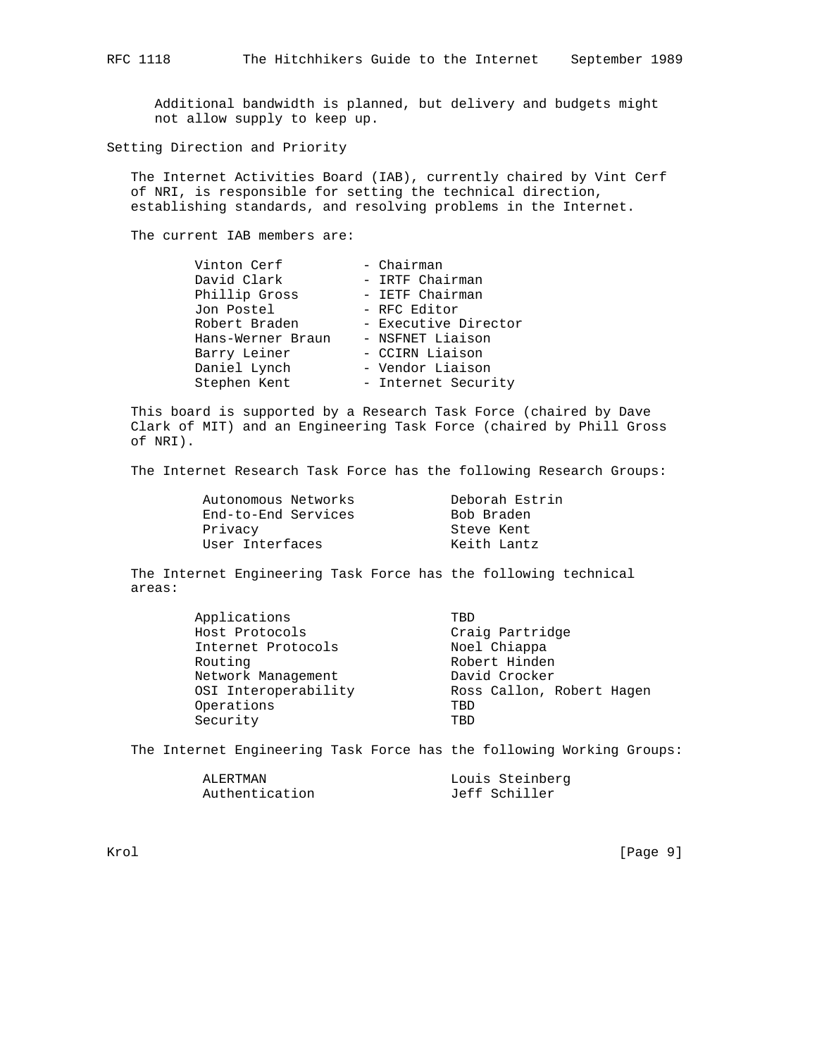Additional bandwidth is planned, but delivery and budgets might not allow supply to keep up.

## Setting Direction and Priority

The Internet Activities Board (IAB), currently chaired by Vint Cerf of NRI, is responsible for setting the technical direction, establishing standards, and resolving problems in the Internet.

The current IAB members are:

| Member | Role |
|---|---|
| Vinton Cerf | - Chairman |
| David Clark | - IRTF Chairman |
| Phillip Gross | - IETF Chairman |
| Jon Postel | - RFC Editor |
| Robert Braden | - Executive Director |
| Hans-Werner Braun | - NSFNET Liaison |
| Barry Leiner | - CCIRN Liaison |
| Daniel Lynch | - Vendor Liaison |
| Stephen Kent | - Internet Security |

This board is supported by a Research Task Force (chaired by Dave Clark of MIT) and an Engineering Task Force (chaired by Phill Gross of NRI).

The Internet Research Task Force has the following Research Groups:

| Research Group | Chair |
|---|---|
| Autonomous Networks | Deborah Estrin |
| End-to-End Services | Bob Braden |
| Privacy | Steve Kent |
| User Interfaces | Keith Lantz |

The Internet Engineering Task Force has the following technical areas:

| Technical Area | Director |
|---|---|
| Applications | TBD |
| Host Protocols | Craig Partridge |
| Internet Protocols | Noel Chiappa |
| Routing | Robert Hinden |
| Network Management | David Crocker |
| OSI Interoperability | Ross Callon, Robert Hagen |
| Operations | TBD |
| Security | TBD |

The Internet Engineering Task Force has the following Working Groups:

| Working Group | Chair |
|---|---|
| ALERTMAN | Louis Steinberg |
| Authentication | Jeff Schiller |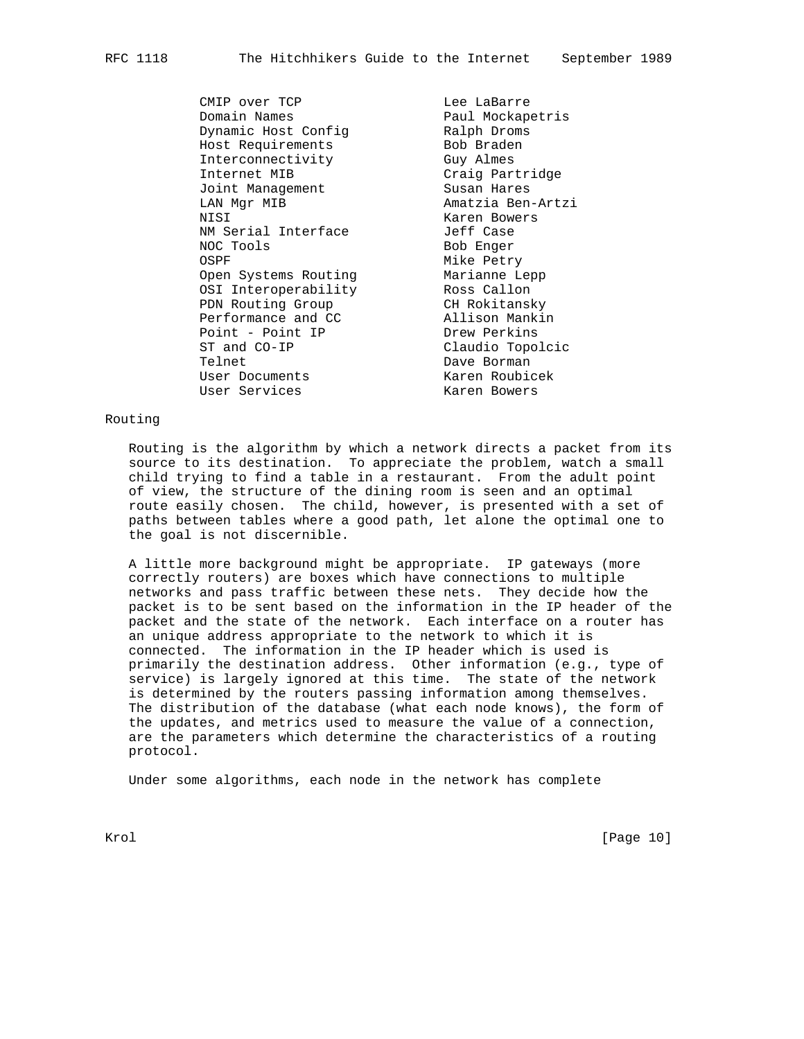| | |
|---|---|
| CMIP over TCP | Lee LaBarre |
| Domain Names | Paul Mockapetris |
| Dynamic Host Config | Ralph Droms |
| Host Requirements | Bob Braden |
| Interconnectivity | Guy Almes |
| Internet MIB | Craig Partridge |
| Joint Management | Susan Hares |
| LAN Mgr MIB | Amatzia Ben-Artzi |
| NISI | Karen Bowers |
| NM Serial Interface | Jeff Case |
| NOC Tools | Bob Enger |
| OSPF | Mike Petry |
| Open Systems Routing | Marianne Lepp |
| OSI Interoperability | Ross Callon |
| PDN Routing Group | CH Rokitansky |
| Performance and CC | Allison Mankin |
| Point - Point IP | Drew Perkins |
| ST and CO-IP | Claudio Topolcic |
| Telnet | Dave Borman |
| User Documents | Karen Roubicek |
| User Services | Karen Bowers |

## Routing

Routing is the algorithm by which a network directs a packet from its source to its destination. To appreciate the problem, watch a small child trying to find a table in a restaurant. From the adult point of view, the structure of the dining room is seen and an optimal route easily chosen. The child, however, is presented with a set of paths between tables where a good path, let alone the optimal one to the goal is not discernible.

A little more background might be appropriate. IP gateways (more correctly routers) are boxes which have connections to multiple networks and pass traffic between these nets. They decide how the packet is to be sent based on the information in the IP header of the packet and the state of the network. Each interface on a router has an unique address appropriate to the network to which it is connected. The information in the IP header which is used is primarily the destination address. Other information (e.g., type of service) is largely ignored at this time. The state of the network is determined by the routers passing information among themselves. The distribution of the database (what each node knows), the form of the updates, and metrics used to measure the value of a connection, are the parameters which determine the characteristics of a routing protocol.

Under some algorithms, each node in the network has complete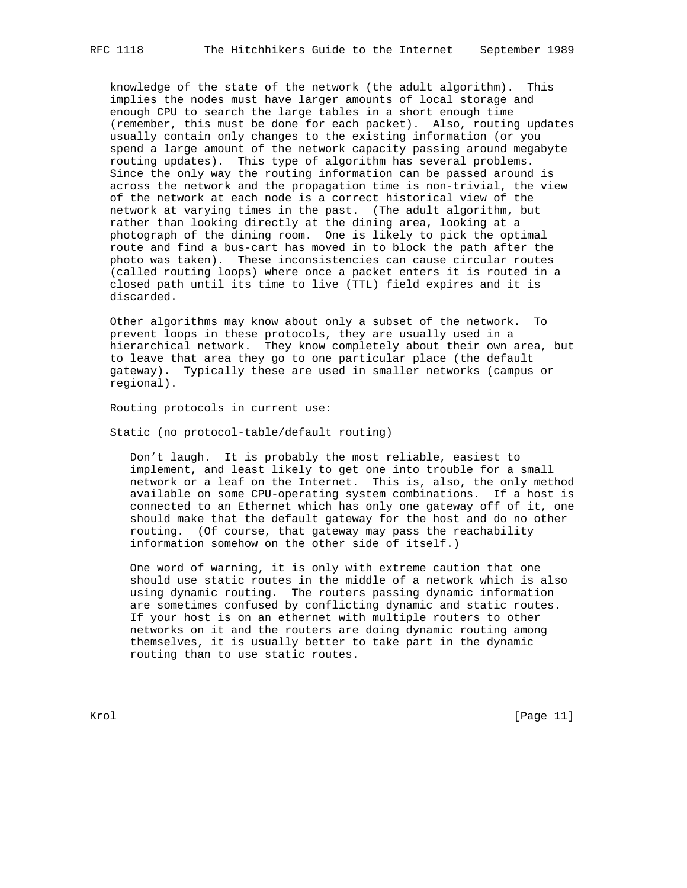knowledge of the state of the network (the adult algorithm). This implies the nodes must have larger amounts of local storage and enough CPU to search the large tables in a short enough time (remember, this must be done for each packet). Also, routing updates usually contain only changes to the existing information (or you spend a large amount of the network capacity passing around megabyte routing updates). This type of algorithm has several problems. Since the only way the routing information can be passed around is across the network and the propagation time is non-trivial, the view of the network at each node is a correct historical view of the network at varying times in the past. (The adult algorithm, but rather than looking directly at the dining area, looking at a photograph of the dining room. One is likely to pick the optimal route and find a bus-cart has moved in to block the path after the photo was taken). These inconsistencies can cause circular routes (called routing loops) where once a packet enters it is routed in a closed path until its time to live (TTL) field expires and it is discarded.

Other algorithms may know about only a subset of the network. To prevent loops in these protocols, they are usually used in a hierarchical network. They know completely about their own area, but to leave that area they go to one particular place (the default gateway). Typically these are used in smaller networks (campus or regional).

Routing protocols in current use:

Static (no protocol-table/default routing)

Don't laugh. It is probably the most reliable, easiest to implement, and least likely to get one into trouble for a small network or a leaf on the Internet. This is, also, the only method available on some CPU-operating system combinations. If a host is connected to an Ethernet which has only one gateway off of it, one should make that the default gateway for the host and do no other routing. (Of course, that gateway may pass the reachability information somehow on the other side of itself.)

One word of warning, it is only with extreme caution that one should use static routes in the middle of a network which is also using dynamic routing. The routers passing dynamic information are sometimes confused by conflicting dynamic and static routes. If your host is on an ethernet with multiple routers to other networks on it and the routers are doing dynamic routing among themselves, it is usually better to take part in the dynamic routing than to use static routes.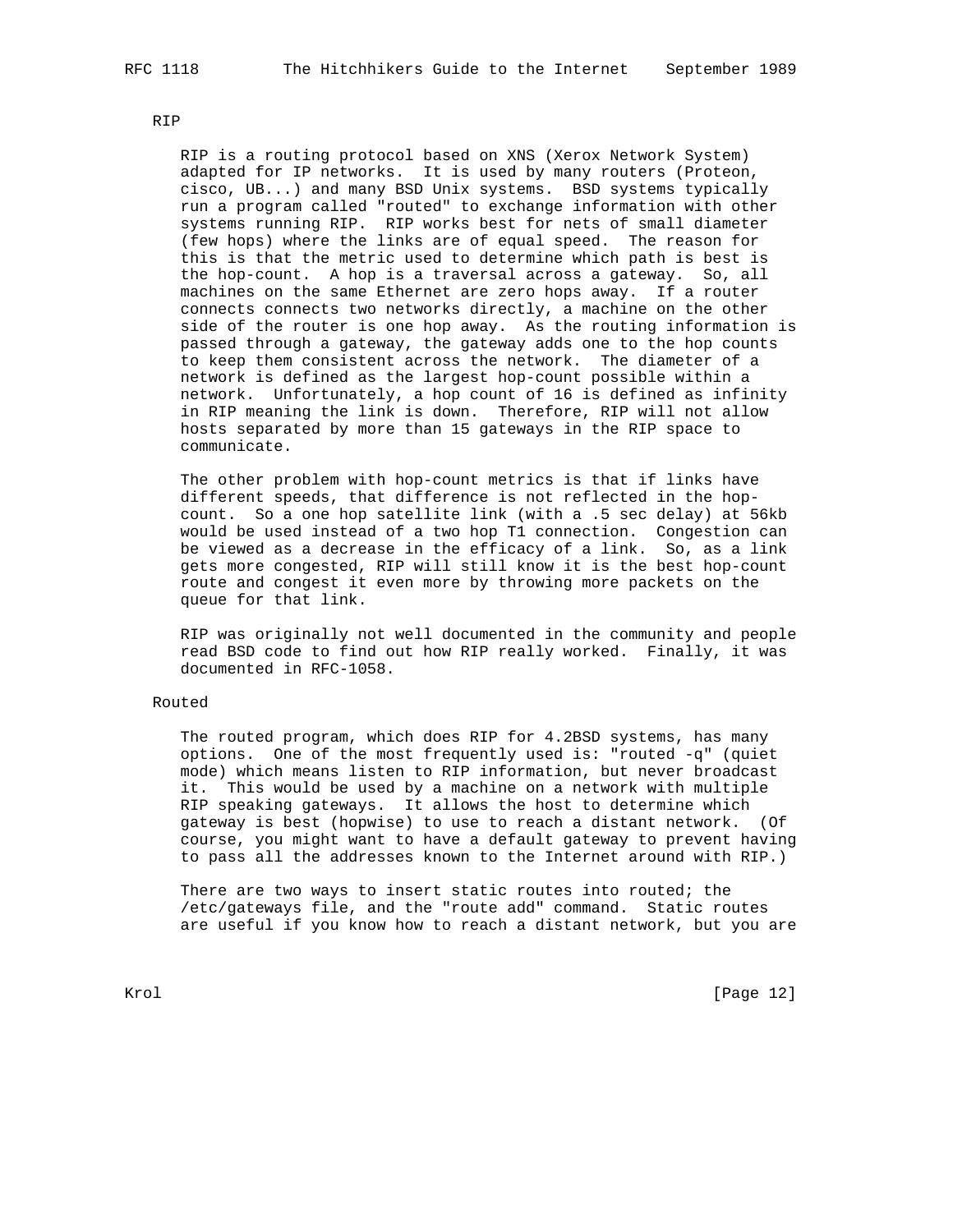## RIP

RIP is a routing protocol based on XNS (Xerox Network System) adapted for IP networks. It is used by many routers (Proteon, cisco, UB...) and many BSD Unix systems. BSD systems typically run a program called "routed" to exchange information with other systems running RIP. RIP works best for nets of small diameter (few hops) where the links are of equal speed. The reason for this is that the metric used to determine which path is best is the hop-count. A hop is a traversal across a gateway. So, all machines on the same Ethernet are zero hops away. If a router connects connects two networks directly, a machine on the other side of the router is one hop away. As the routing information is passed through a gateway, the gateway adds one to the hop counts to keep them consistent across the network. The diameter of a network is defined as the largest hop-count possible within a network. Unfortunately, a hop count of 16 is defined as infinity in RIP meaning the link is down. Therefore, RIP will not allow hosts separated by more than 15 gateways in the RIP space to communicate.

The other problem with hop-count metrics is that if links have different speeds, that difference is not reflected in the hop-count. So a one hop satellite link (with a .5 sec delay) at 56kb would be used instead of a two hop T1 connection. Congestion can be viewed as a decrease in the efficacy of a link. So, as a link gets more congested, RIP will still know it is the best hop-count route and congest it even more by throwing more packets on the queue for that link.

RIP was originally not well documented in the community and people read BSD code to find out how RIP really worked. Finally, it was documented in RFC-1058.

## Routed

The routed program, which does RIP for 4.2BSD systems, has many options. One of the most frequently used is: "routed -q" (quiet mode) which means listen to RIP information, but never broadcast it. This would be used by a machine on a network with multiple RIP speaking gateways. It allows the host to determine which gateway is best (hopwise) to use to reach a distant network. (Of course, you might want to have a default gateway to prevent having to pass all the addresses known to the Internet around with RIP.)

There are two ways to insert static routes into routed; the /etc/gateways file, and the "route add" command. Static routes are useful if you know how to reach a distant network, but you are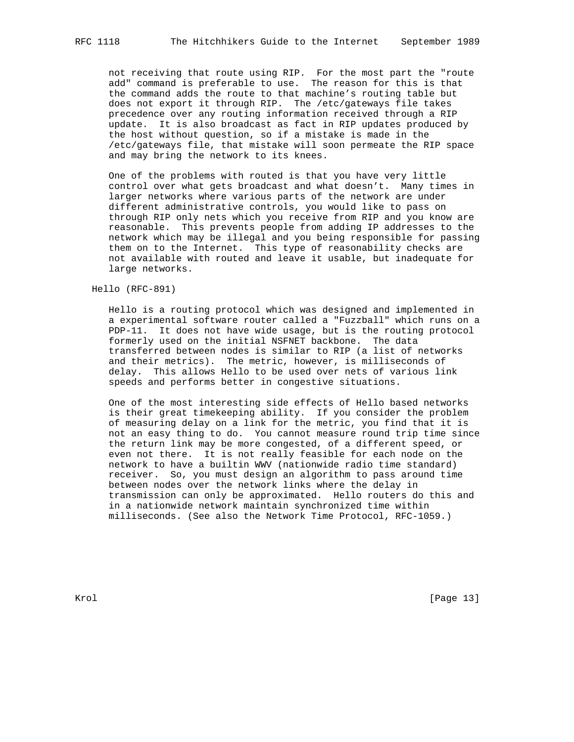not receiving that route using RIP. For the most part the "route add" command is preferable to use. The reason for this is that the command adds the route to that machine's routing table but does not export it through RIP. The /etc/gateways file takes precedence over any routing information received through a RIP update. It is also broadcast as fact in RIP updates produced by the host without question, so if a mistake is made in the /etc/gateways file, that mistake will soon permeate the RIP space and may bring the network to its knees.

One of the problems with routed is that you have very little control over what gets broadcast and what doesn't. Many times in larger networks where various parts of the network are under different administrative controls, you would like to pass on through RIP only nets which you receive from RIP and you know are reasonable. This prevents people from adding IP addresses to the network which may be illegal and you being responsible for passing them on to the Internet. This type of reasonability checks are not available with routed and leave it usable, but inadequate for large networks.

### Hello (RFC-891)

Hello is a routing protocol which was designed and implemented in a experimental software router called a "Fuzzball" which runs on a PDP-11. It does not have wide usage, but is the routing protocol formerly used on the initial NSFNET backbone. The data transferred between nodes is similar to RIP (a list of networks and their metrics). The metric, however, is milliseconds of delay. This allows Hello to be used over nets of various link speeds and performs better in congestive situations.

One of the most interesting side effects of Hello based networks is their great timekeeping ability. If you consider the problem of measuring delay on a link for the metric, you find that it is not an easy thing to do. You cannot measure round trip time since the return link may be more congested, of a different speed, or even not there. It is not really feasible for each node on the network to have a builtin WWV (nationwide radio time standard) receiver. So, you must design an algorithm to pass around time between nodes over the network links where the delay in transmission can only be approximated. Hello routers do this and in a nationwide network maintain synchronized time within milliseconds. (See also the Network Time Protocol, RFC-1059.)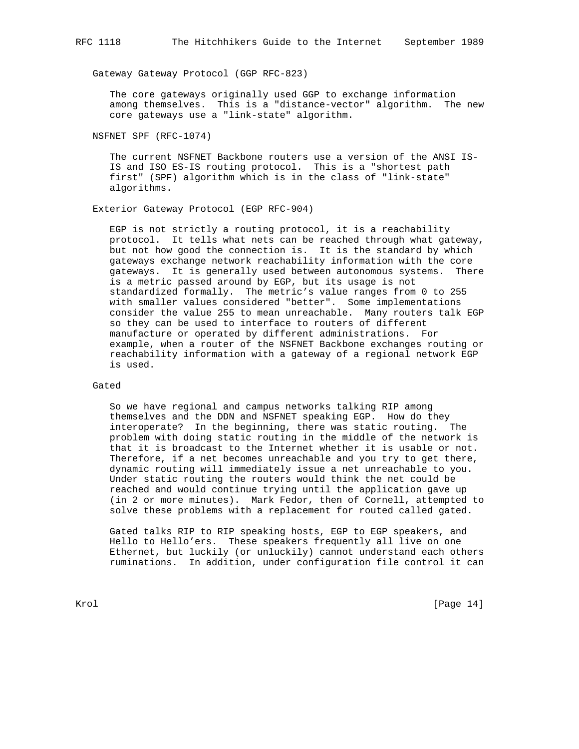### Gateway Gateway Protocol (GGP RFC-823)

The core gateways originally used GGP to exchange information among themselves. This is a "distance-vector" algorithm. The new core gateways use a "link-state" algorithm.

### NSFNET SPF (RFC-1074)

The current NSFNET Backbone routers use a version of the ANSI IS-IS and ISO ES-IS routing protocol. This is a "shortest path first" (SPF) algorithm which is in the class of "link-state" algorithms.

### Exterior Gateway Protocol (EGP RFC-904)

EGP is not strictly a routing protocol, it is a reachability protocol. It tells what nets can be reached through what gateway, but not how good the connection is. It is the standard by which gateways exchange network reachability information with the core gateways. It is generally used between autonomous systems. There is a metric passed around by EGP, but its usage is not standardized formally. The metric's value ranges from 0 to 255 with smaller values considered "better". Some implementations consider the value 255 to mean unreachable. Many routers talk EGP so they can be used to interface to routers of different manufacture or operated by different administrations. For example, when a router of the NSFNET Backbone exchanges routing or reachability information with a gateway of a regional network EGP is used.

### Gated

So we have regional and campus networks talking RIP among themselves and the DDN and NSFNET speaking EGP. How do they interoperate? In the beginning, there was static routing. The problem with doing static routing in the middle of the network is that it is broadcast to the Internet whether it is usable or not. Therefore, if a net becomes unreachable and you try to get there, dynamic routing will immediately issue a net unreachable to you. Under static routing the routers would think the net could be reached and would continue trying until the application gave up (in 2 or more minutes). Mark Fedor, then of Cornell, attempted to solve these problems with a replacement for routed called gated.

Gated talks RIP to RIP speaking hosts, EGP to EGP speakers, and Hello to Hello'ers. These speakers frequently all live on one Ethernet, but luckily (or unluckily) cannot understand each others ruminations. In addition, under configuration file control it can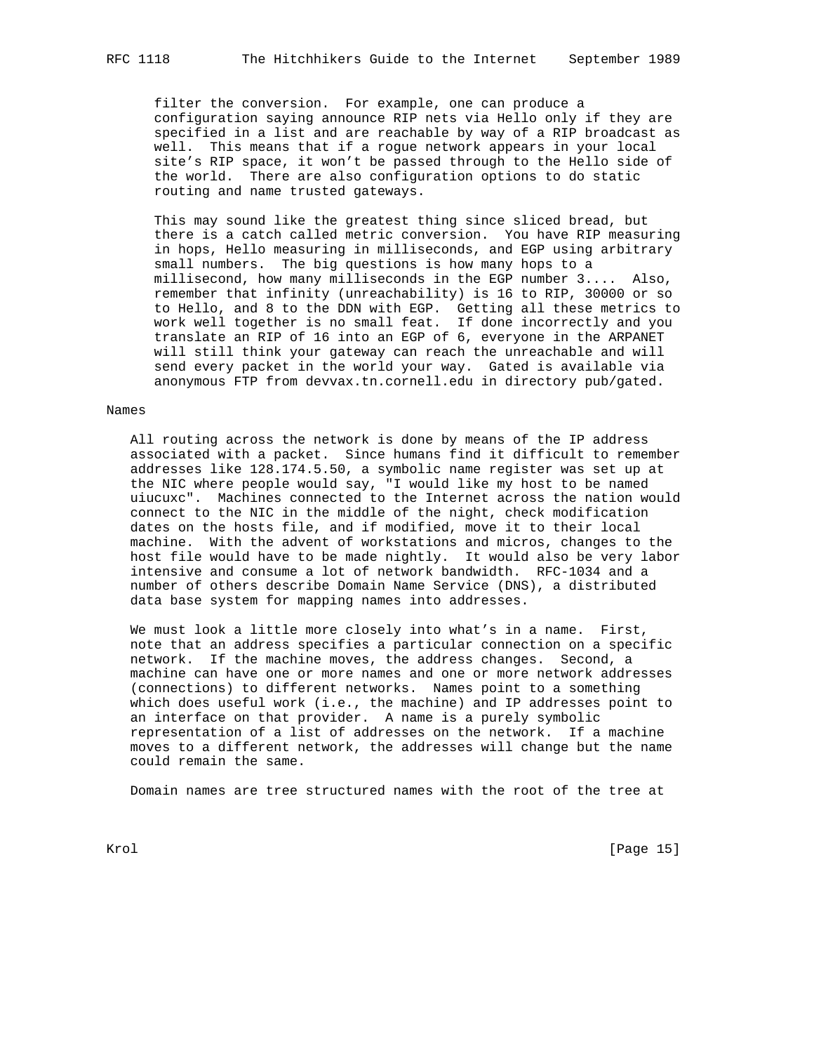filter the conversion. For example, one can produce a configuration saying announce RIP nets via Hello only if they are specified in a list and are reachable by way of a RIP broadcast as well. This means that if a rogue network appears in your local site's RIP space, it won't be passed through to the Hello side of the world. There are also configuration options to do static routing and name trusted gateways.

This may sound like the greatest thing since sliced bread, but there is a catch called metric conversion. You have RIP measuring in hops, Hello measuring in milliseconds, and EGP using arbitrary small numbers. The big questions is how many hops to a millisecond, how many milliseconds in the EGP number 3.... Also, remember that infinity (unreachability) is 16 to RIP, 30000 or so to Hello, and 8 to the DDN with EGP. Getting all these metrics to work well together is no small feat. If done incorrectly and you translate an RIP of 16 into an EGP of 6, everyone in the ARPANET will still think your gateway can reach the unreachable and will send every packet in the world your way. Gated is available via anonymous FTP from devvax.tn.cornell.edu in directory pub/gated.

## Names

All routing across the network is done by means of the IP address associated with a packet. Since humans find it difficult to remember addresses like 128.174.5.50, a symbolic name register was set up at the NIC where people would say, "I would like my host to be named uiucuxc". Machines connected to the Internet across the nation would connect to the NIC in the middle of the night, check modification dates on the hosts file, and if modified, move it to their local machine. With the advent of workstations and micros, changes to the host file would have to be made nightly. It would also be very labor intensive and consume a lot of network bandwidth. RFC-1034 and a number of others describe Domain Name Service (DNS), a distributed data base system for mapping names into addresses.

We must look a little more closely into what's in a name. First, note that an address specifies a particular connection on a specific network. If the machine moves, the address changes. Second, a machine can have one or more names and one or more network addresses (connections) to different networks. Names point to a something which does useful work (i.e., the machine) and IP addresses point to an interface on that provider. A name is a purely symbolic representation of a list of addresses on the network. If a machine moves to a different network, the addresses will change but the name could remain the same.

Domain names are tree structured names with the root of the tree at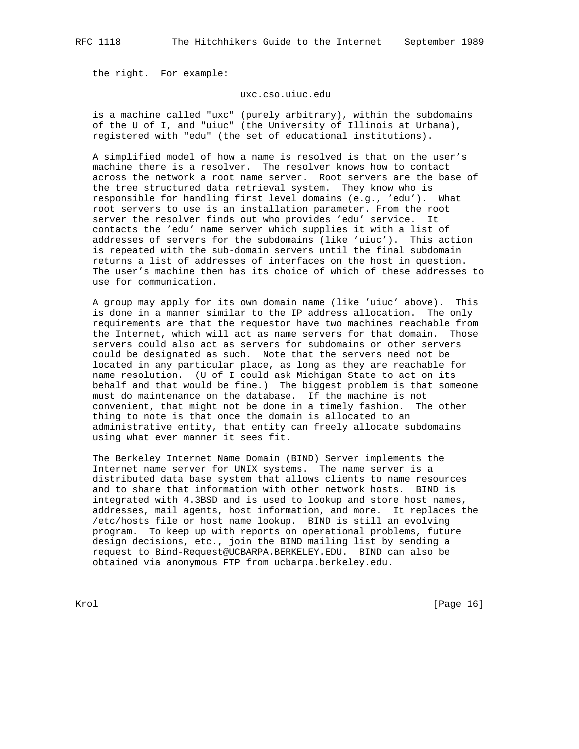the right. For example:

uxc.cso.uiuc.edu

is a machine called "uxc" (purely arbitrary), within the subdomains of the U of I, and "uiuc" (the University of Illinois at Urbana), registered with "edu" (the set of educational institutions).

A simplified model of how a name is resolved is that on the user's machine there is a resolver. The resolver knows how to contact across the network a root name server. Root servers are the base of the tree structured data retrieval system. They know who is responsible for handling first level domains (e.g., 'edu'). What root servers to use is an installation parameter. From the root server the resolver finds out who provides 'edu' service. It contacts the 'edu' name server which supplies it with a list of addresses of servers for the subdomains (like 'uiuc'). This action is repeated with the sub-domain servers until the final subdomain returns a list of addresses of interfaces on the host in question. The user's machine then has its choice of which of these addresses to use for communication.

A group may apply for its own domain name (like 'uiuc' above). This is done in a manner similar to the IP address allocation. The only requirements are that the requestor have two machines reachable from the Internet, which will act as name servers for that domain. Those servers could also act as servers for subdomains or other servers could be designated as such. Note that the servers need not be located in any particular place, as long as they are reachable for name resolution. (U of I could ask Michigan State to act on its behalf and that would be fine.) The biggest problem is that someone must do maintenance on the database. If the machine is not convenient, that might not be done in a timely fashion. The other thing to note is that once the domain is allocated to an administrative entity, that entity can freely allocate subdomains using what ever manner it sees fit.

The Berkeley Internet Name Domain (BIND) Server implements the Internet name server for UNIX systems. The name server is a distributed data base system that allows clients to name resources and to share that information with other network hosts. BIND is integrated with 4.3BSD and is used to lookup and store host names, addresses, mail agents, host information, and more. It replaces the /etc/hosts file or host name lookup. BIND is still an evolving program. To keep up with reports on operational problems, future design decisions, etc., join the BIND mailing list by sending a request to Bind-Request@UCBARPA.BERKELEY.EDU. BIND can also be obtained via anonymous FTP from ucbarpa.berkeley.edu.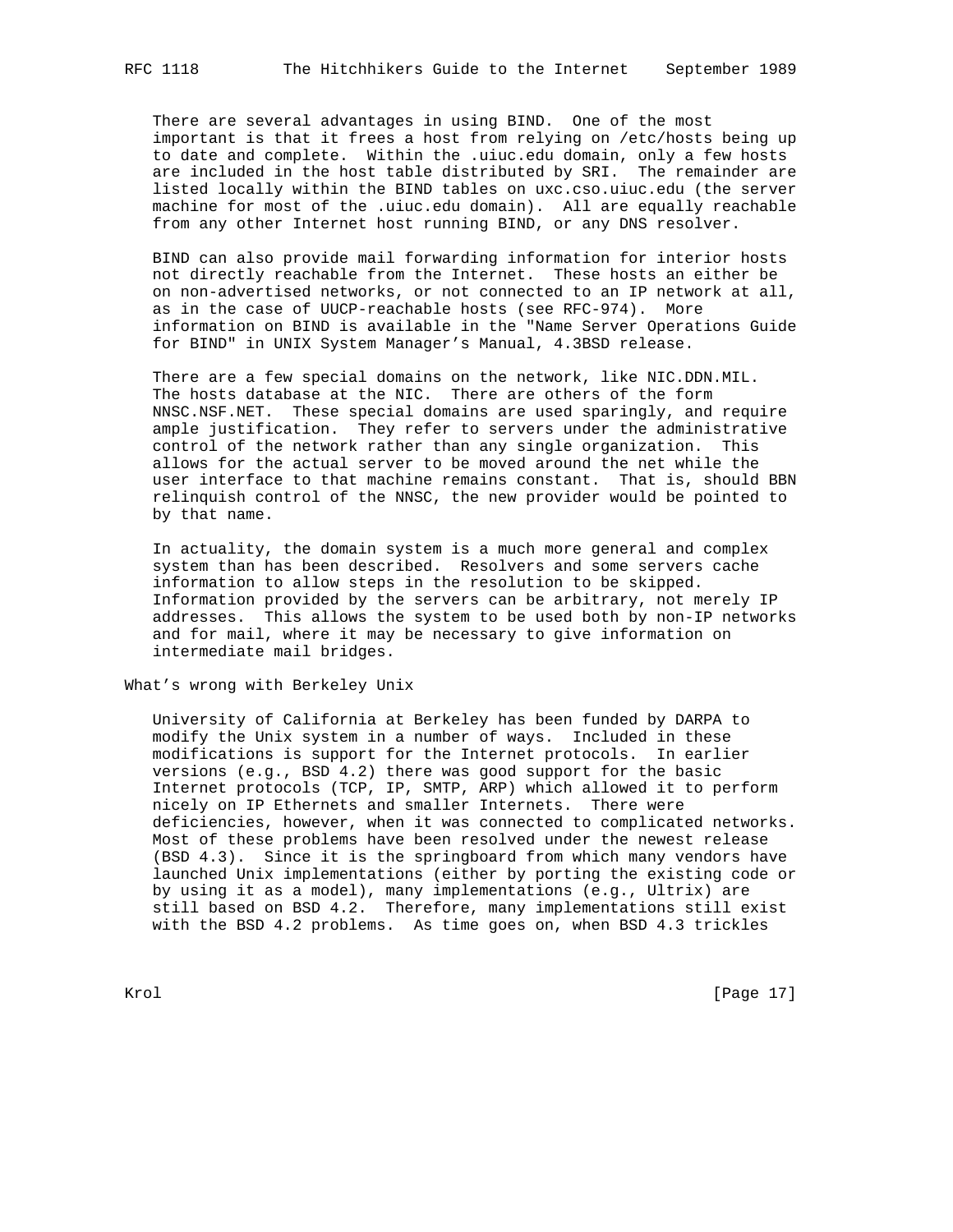There are several advantages in using BIND. One of the most important is that it frees a host from relying on /etc/hosts being up to date and complete. Within the .uiuc.edu domain, only a few hosts are included in the host table distributed by SRI. The remainder are listed locally within the BIND tables on uxc.cso.uiuc.edu (the server machine for most of the .uiuc.edu domain). All are equally reachable from any other Internet host running BIND, or any DNS resolver.

BIND can also provide mail forwarding information for interior hosts not directly reachable from the Internet. These hosts an either be on non-advertised networks, or not connected to an IP network at all, as in the case of UUCP-reachable hosts (see RFC-974). More information on BIND is available in the "Name Server Operations Guide for BIND" in UNIX System Manager's Manual, 4.3BSD release.

There are a few special domains on the network, like NIC.DDN.MIL. The hosts database at the NIC. There are others of the form NNSC.NSF.NET. These special domains are used sparingly, and require ample justification. They refer to servers under the administrative control of the network rather than any single organization. This allows for the actual server to be moved around the net while the user interface to that machine remains constant. That is, should BBN relinquish control of the NNSC, the new provider would be pointed to by that name.

In actuality, the domain system is a much more general and complex system than has been described. Resolvers and some servers cache information to allow steps in the resolution to be skipped. Information provided by the servers can be arbitrary, not merely IP addresses. This allows the system to be used both by non-IP networks and for mail, where it may be necessary to give information on intermediate mail bridges.

## What's wrong with Berkeley Unix

University of California at Berkeley has been funded by DARPA to modify the Unix system in a number of ways. Included in these modifications is support for the Internet protocols. In earlier versions (e.g., BSD 4.2) there was good support for the basic Internet protocols (TCP, IP, SMTP, ARP) which allowed it to perform nicely on IP Ethernets and smaller Internets. There were deficiencies, however, when it was connected to complicated networks. Most of these problems have been resolved under the newest release (BSD 4.3). Since it is the springboard from which many vendors have launched Unix implementations (either by porting the existing code or by using it as a model), many implementations (e.g., Ultrix) are still based on BSD 4.2. Therefore, many implementations still exist with the BSD 4.2 problems. As time goes on, when BSD 4.3 trickles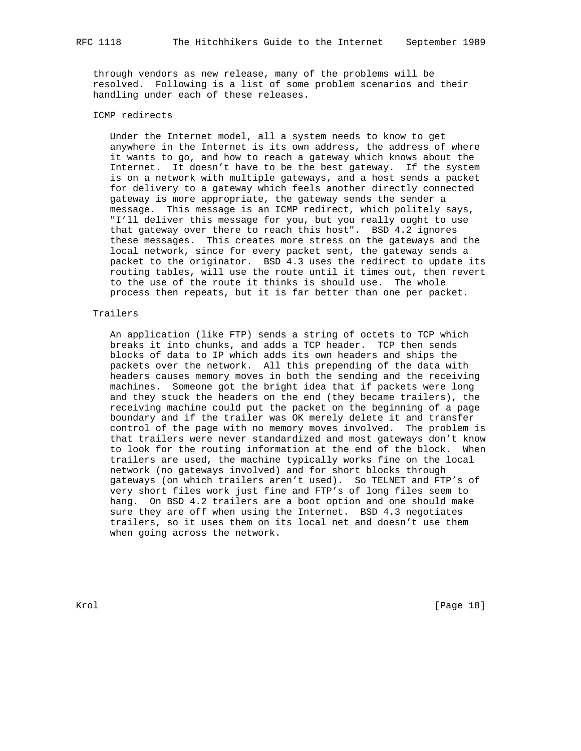through vendors as new release, many of the problems will be resolved. Following is a list of some problem scenarios and their handling under each of these releases.

### ICMP redirects

Under the Internet model, all a system needs to know to get anywhere in the Internet is its own address, the address of where it wants to go, and how to reach a gateway which knows about the Internet. It doesn't have to be the best gateway. If the system is on a network with multiple gateways, and a host sends a packet for delivery to a gateway which feels another directly connected gateway is more appropriate, the gateway sends the sender a message. This message is an ICMP redirect, which politely says, "I'll deliver this message for you, but you really ought to use that gateway over there to reach this host". BSD 4.2 ignores these messages. This creates more stress on the gateways and the local network, since for every packet sent, the gateway sends a packet to the originator. BSD 4.3 uses the redirect to update its routing tables, will use the route until it times out, then revert to the use of the route it thinks is should use. The whole process then repeats, but it is far better than one per packet.

### Trailers

An application (like FTP) sends a string of octets to TCP which breaks it into chunks, and adds a TCP header. TCP then sends blocks of data to IP which adds its own headers and ships the packets over the network. All this prepending of the data with headers causes memory moves in both the sending and the receiving machines. Someone got the bright idea that if packets were long and they stuck the headers on the end (they became trailers), the receiving machine could put the packet on the beginning of a page boundary and if the trailer was OK merely delete it and transfer control of the page with no memory moves involved. The problem is that trailers were never standardized and most gateways don't know to look for the routing information at the end of the block. When trailers are used, the machine typically works fine on the local network (no gateways involved) and for short blocks through gateways (on which trailers aren't used). So TELNET and FTP's of very short files work just fine and FTP's of long files seem to hang. On BSD 4.2 trailers are a boot option and one should make sure they are off when using the Internet. BSD 4.3 negotiates trailers, so it uses them on its local net and doesn't use them when going across the network.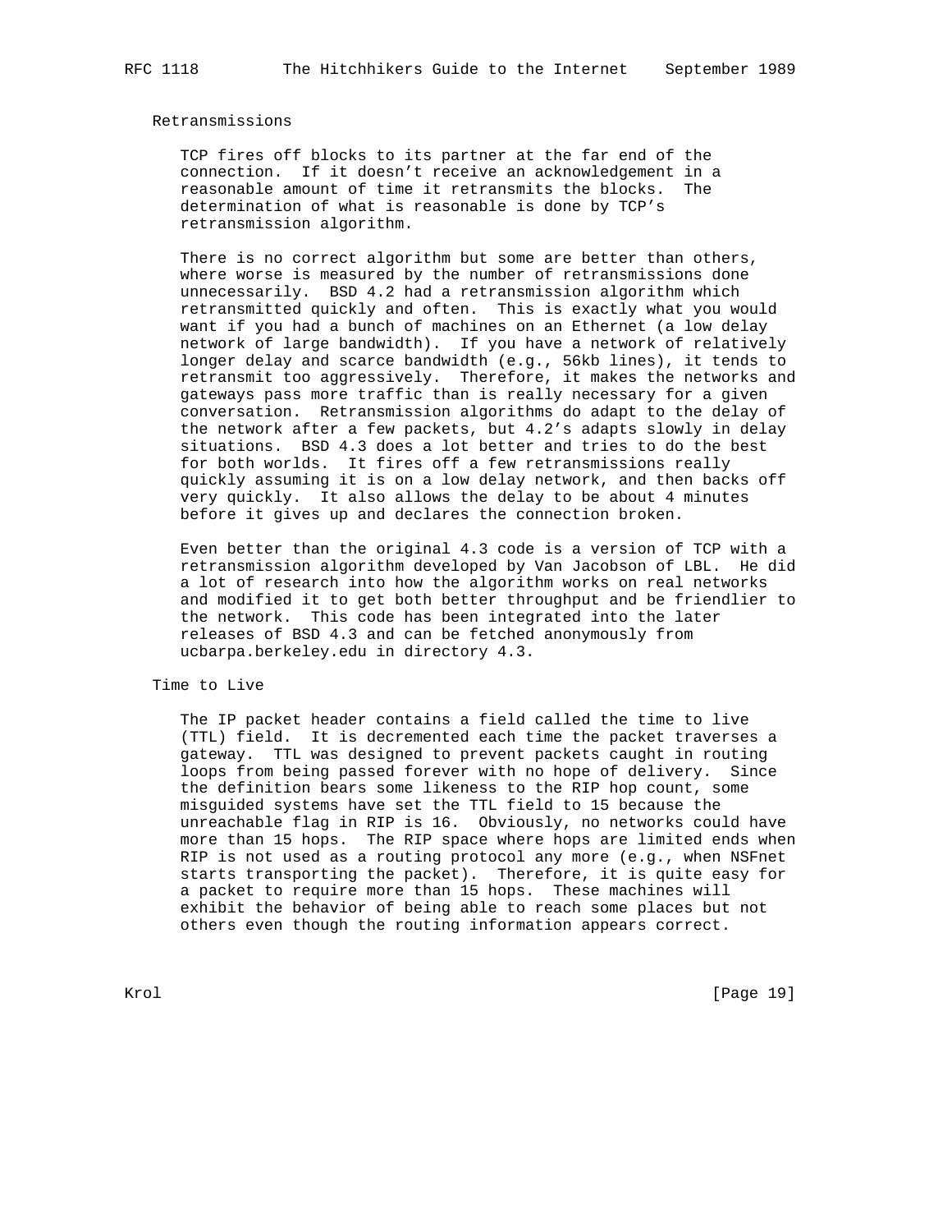## Retransmissions

TCP fires off blocks to its partner at the far end of the connection. If it doesn't receive an acknowledgement in a reasonable amount of time it retransmits the blocks. The determination of what is reasonable is done by TCP's retransmission algorithm.

There is no correct algorithm but some are better than others, where worse is measured by the number of retransmissions done unnecessarily. BSD 4.2 had a retransmission algorithm which retransmitted quickly and often. This is exactly what you would want if you had a bunch of machines on an Ethernet (a low delay network of large bandwidth). If you have a network of relatively longer delay and scarce bandwidth (e.g., 56kb lines), it tends to retransmit too aggressively. Therefore, it makes the networks and gateways pass more traffic than is really necessary for a given conversation. Retransmission algorithms do adapt to the delay of the network after a few packets, but 4.2's adapts slowly in delay situations. BSD 4.3 does a lot better and tries to do the best for both worlds. It fires off a few retransmissions really quickly assuming it is on a low delay network, and then backs off very quickly. It also allows the delay to be about 4 minutes before it gives up and declares the connection broken.

Even better than the original 4.3 code is a version of TCP with a retransmission algorithm developed by Van Jacobson of LBL. He did a lot of research into how the algorithm works on real networks and modified it to get both better throughput and be friendlier to the network. This code has been integrated into the later releases of BSD 4.3 and can be fetched anonymously from ucbarpa.berkeley.edu in directory 4.3.

## Time to Live

The IP packet header contains a field called the time to live (TTL) field. It is decremented each time the packet traverses a gateway. TTL was designed to prevent packets caught in routing loops from being passed forever with no hope of delivery. Since the definition bears some likeness to the RIP hop count, some misguided systems have set the TTL field to 15 because the unreachable flag in RIP is 16. Obviously, no networks could have more than 15 hops. The RIP space where hops are limited ends when RIP is not used as a routing protocol any more (e.g., when NSFnet starts transporting the packet). Therefore, it is quite easy for a packet to require more than 15 hops. These machines will exhibit the behavior of being able to reach some places but not others even though the routing information appears correct.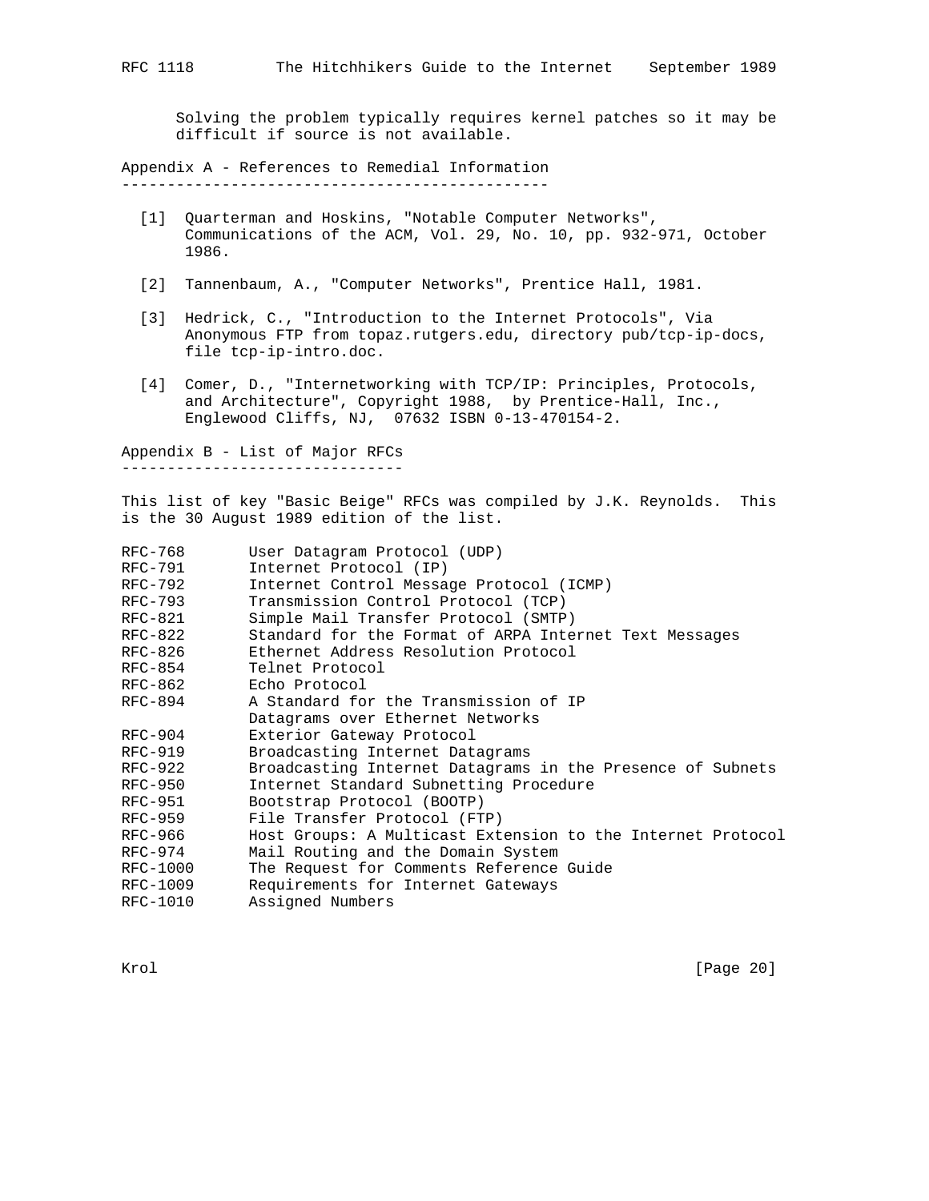Solving the problem typically requires kernel patches so it may be difficult if source is not available.

## Appendix A - References to Remedial Information

[1] Quarterman and Hoskins, "Notable Computer Networks", Communications of the ACM, Vol. 29, No. 10, pp. 932-971, October 1986.

[2] Tannenbaum, A., "Computer Networks", Prentice Hall, 1981.

[3] Hedrick, C., "Introduction to the Internet Protocols", Via Anonymous FTP from topaz.rutgers.edu, directory pub/tcp-ip-docs, file tcp-ip-intro.doc.

[4] Comer, D., "Internetworking with TCP/IP: Principles, Protocols, and Architecture", Copyright 1988, by Prentice-Hall, Inc., Englewood Cliffs, NJ, 07632 ISBN 0-13-470154-2.

## Appendix B - List of Major RFCs

This list of key "Basic Beige" RFCs was compiled by J.K. Reynolds. This is the 30 August 1989 edition of the list.

```
RFC-768        User Datagram Protocol (UDP)
RFC-791        Internet Protocol (IP)
RFC-792        Internet Control Message Protocol (ICMP)
RFC-793        Transmission Control Protocol (TCP)
RFC-821        Simple Mail Transfer Protocol (SMTP)
RFC-822        Standard for the Format of ARPA Internet Text Messages
RFC-826        Ethernet Address Resolution Protocol
RFC-854        Telnet Protocol
RFC-862        Echo Protocol
RFC-894        A Standard for the Transmission of IP
               Datagrams over Ethernet Networks
RFC-904        Exterior Gateway Protocol
RFC-919        Broadcasting Internet Datagrams
RFC-922        Broadcasting Internet Datagrams in the Presence of Subnets
RFC-950        Internet Standard Subnetting Procedure
RFC-951        Bootstrap Protocol (BOOTP)
RFC-959        File Transfer Protocol (FTP)
RFC-966        Host Groups: A Multicast Extension to the Internet Protocol
RFC-974        Mail Routing and the Domain System
RFC-1000       The Request for Comments Reference Guide
RFC-1009       Requirements for Internet Gateways
RFC-1010       Assigned Numbers
```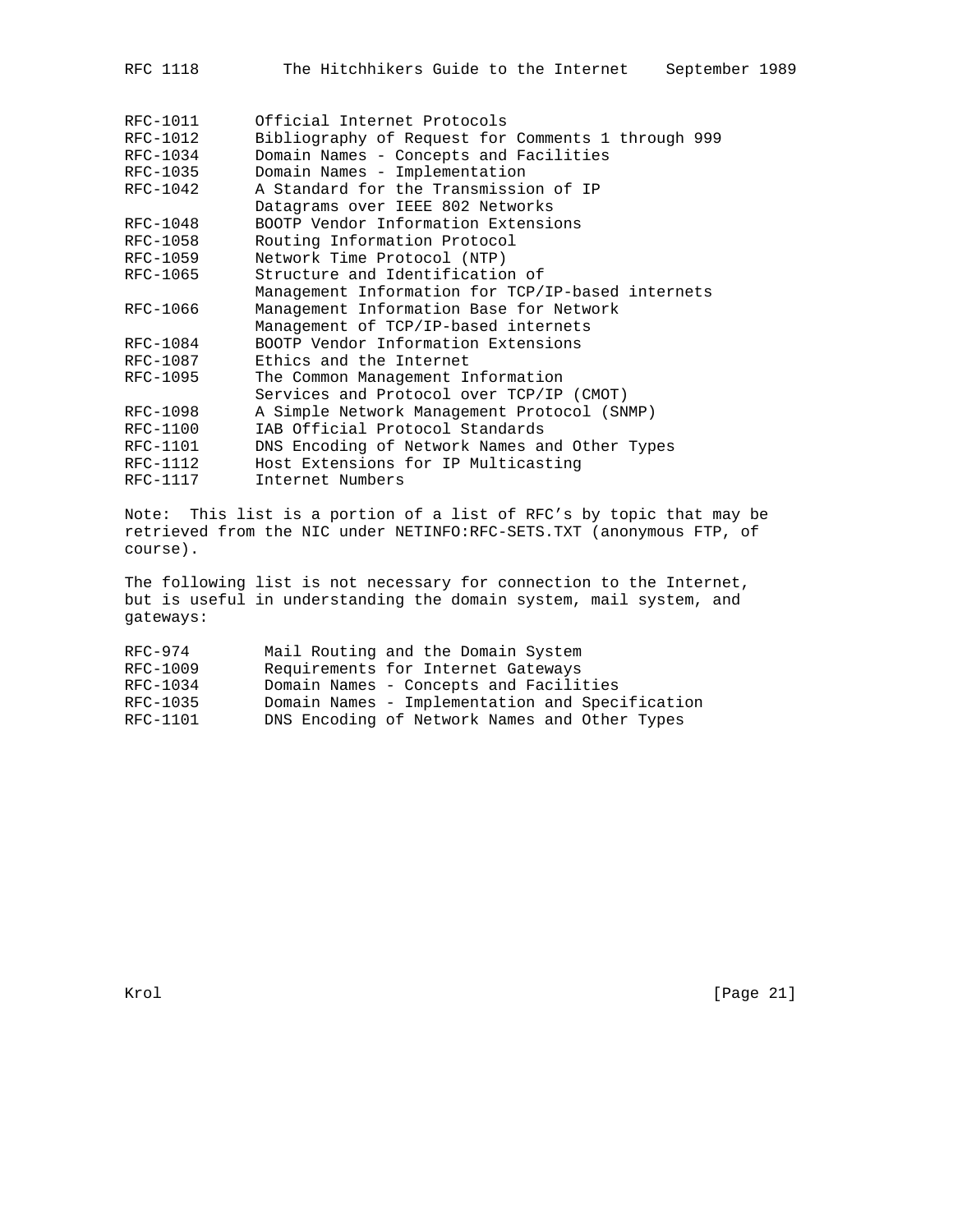| | |
|---|---|
| RFC-1011 | Official Internet Protocols |
| RFC-1012 | Bibliography of Request for Comments 1 through 999 |
| RFC-1034 | Domain Names - Concepts and Facilities |
| RFC-1035 | Domain Names - Implementation |
| RFC-1042 | A Standard for the Transmission of IP Datagrams over IEEE 802 Networks |
| RFC-1048 | BOOTP Vendor Information Extensions |
| RFC-1058 | Routing Information Protocol |
| RFC-1059 | Network Time Protocol (NTP) |
| RFC-1065 | Structure and Identification of Management Information for TCP/IP-based internets |
| RFC-1066 | Management Information Base for Network Management of TCP/IP-based internets |
| RFC-1084 | BOOTP Vendor Information Extensions |
| RFC-1087 | Ethics and the Internet |
| RFC-1095 | The Common Management Information Services and Protocol over TCP/IP (CMOT) |
| RFC-1098 | A Simple Network Management Protocol (SNMP) |
| RFC-1100 | IAB Official Protocol Standards |
| RFC-1101 | DNS Encoding of Network Names and Other Types |
| RFC-1112 | Host Extensions for IP Multicasting |
| RFC-1117 | Internet Numbers |

Note: This list is a portion of a list of RFC's by topic that may be retrieved from the NIC under NETINFO:RFC-SETS.TXT (anonymous FTP, of course).

The following list is not necessary for connection to the Internet, but is useful in understanding the domain system, mail system, and gateways:

| | |
|---|---|
| RFC-974 | Mail Routing and the Domain System |
| RFC-1009 | Requirements for Internet Gateways |
| RFC-1034 | Domain Names - Concepts and Facilities |
| RFC-1035 | Domain Names - Implementation and Specification |
| RFC-1101 | DNS Encoding of Network Names and Other Types |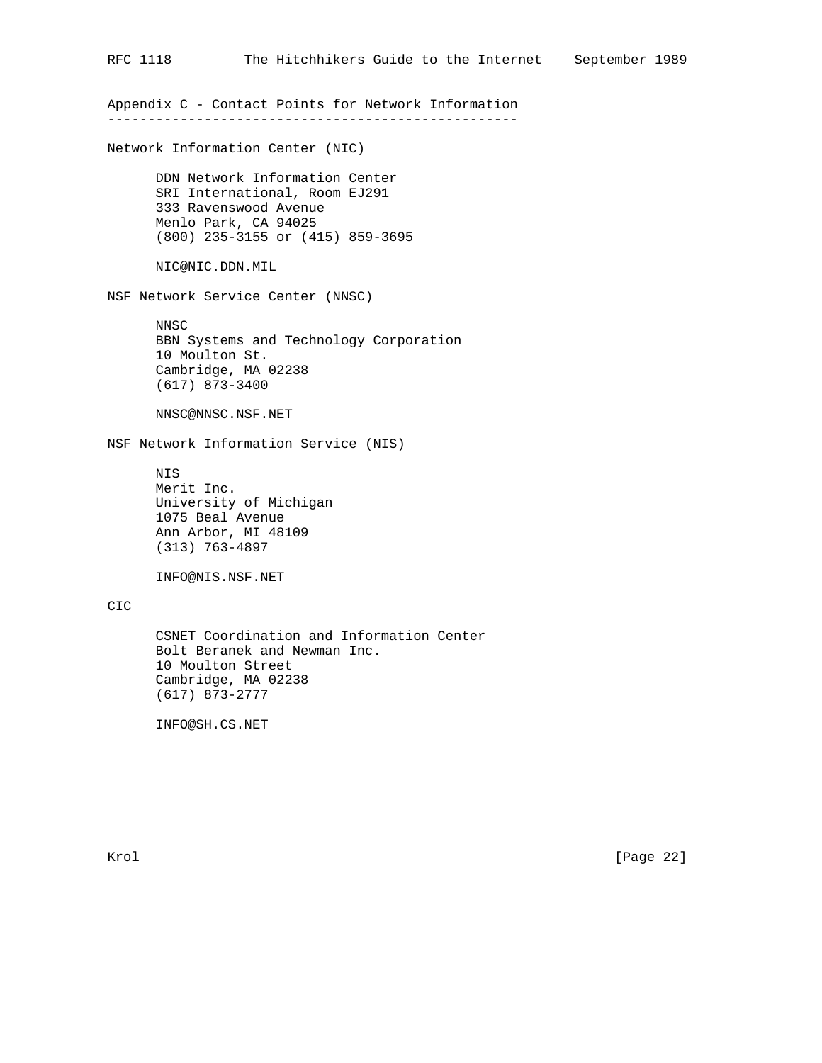## Appendix C - Contact Points for Network Information

### Network Information Center (NIC)

DDN Network Information Center
SRI International, Room EJ291
333 Ravenswood Avenue
Menlo Park, CA 94025
(800) 235-3155 or (415) 859-3695

NIC@NIC.DDN.MIL

### NSF Network Service Center (NNSC)

NNSC
BBN Systems and Technology Corporation
10 Moulton St.
Cambridge, MA 02238
(617) 873-3400

NNSC@NNSC.NSF.NET

### NSF Network Information Service (NIS)

NIS
Merit Inc.
University of Michigan
1075 Beal Avenue
Ann Arbor, MI 48109
(313) 763-4897

INFO@NIS.NSF.NET

### CIC

CSNET Coordination and Information Center
Bolt Beranek and Newman Inc.
10 Moulton Street
Cambridge, MA 02238
(617) 873-2777

INFO@SH.CS.NET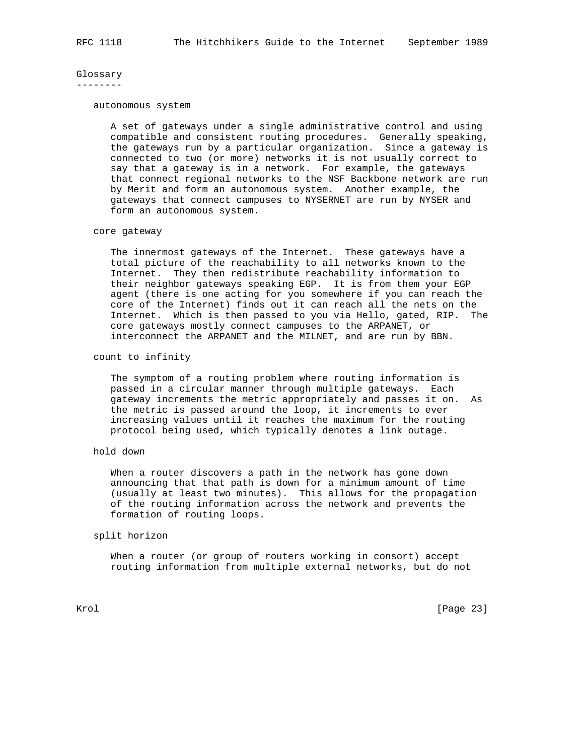## Glossary

### autonomous system

A set of gateways under a single administrative control and using compatible and consistent routing procedures. Generally speaking, the gateways run by a particular organization. Since a gateway is connected to two (or more) networks it is not usually correct to say that a gateway is in a network. For example, the gateways that connect regional networks to the NSF Backbone network are run by Merit and form an autonomous system. Another example, the gateways that connect campuses to NYSERNET are run by NYSER and form an autonomous system.

### core gateway

The innermost gateways of the Internet. These gateways have a total picture of the reachability to all networks known to the Internet. They then redistribute reachability information to their neighbor gateways speaking EGP. It is from them your EGP agent (there is one acting for you somewhere if you can reach the core of the Internet) finds out it can reach all the nets on the Internet. Which is then passed to you via Hello, gated, RIP. The core gateways mostly connect campuses to the ARPANET, or interconnect the ARPANET and the MILNET, and are run by BBN.

### count to infinity

The symptom of a routing problem where routing information is passed in a circular manner through multiple gateways. Each gateway increments the metric appropriately and passes it on. As the metric is passed around the loop, it increments to ever increasing values until it reaches the maximum for the routing protocol being used, which typically denotes a link outage.

### hold down

When a router discovers a path in the network has gone down announcing that that path is down for a minimum amount of time (usually at least two minutes). This allows for the propagation of the routing information across the network and prevents the formation of routing loops.

### split horizon

When a router (or group of routers working in consort) accept routing information from multiple external networks, but do not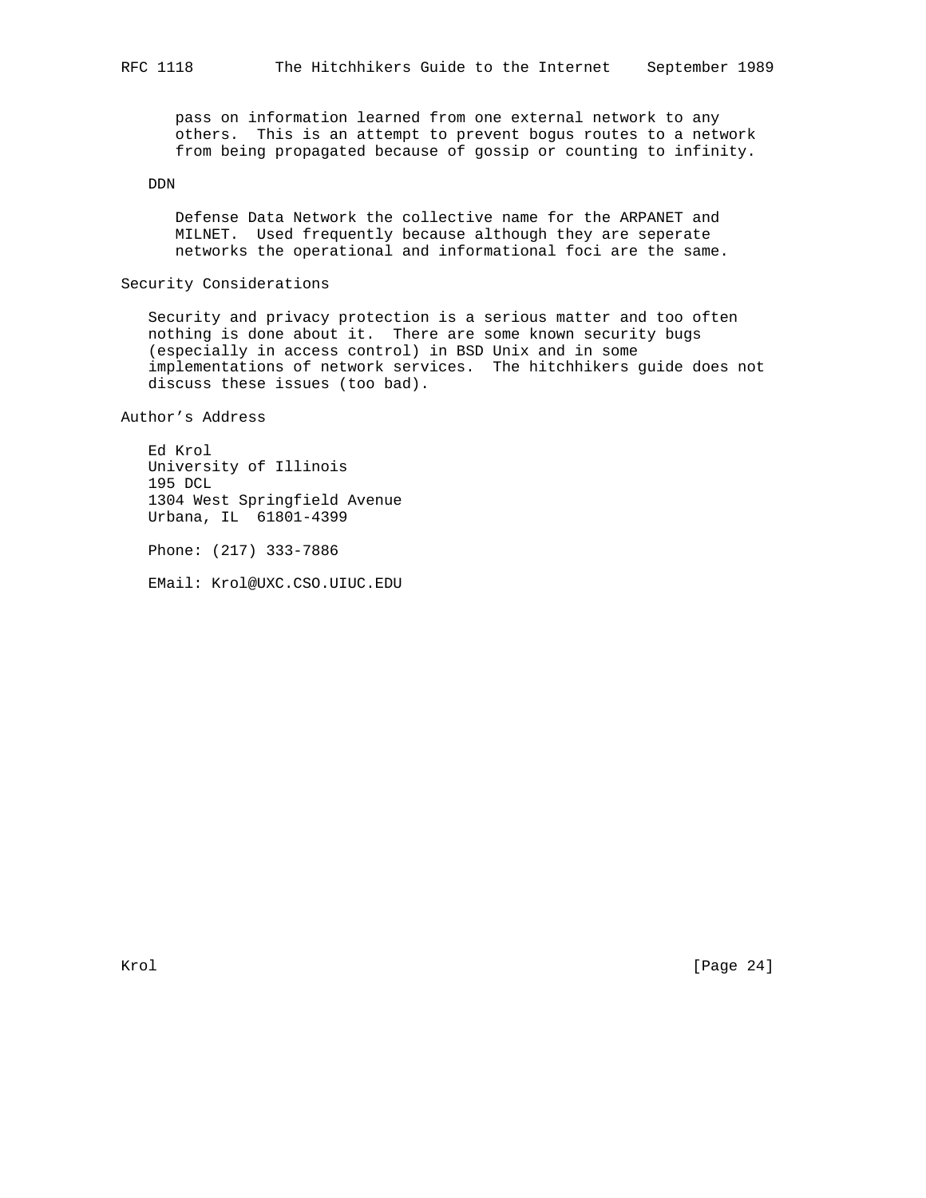pass on information learned from one external network to any others. This is an attempt to prevent bogus routes to a network from being propagated because of gossip or counting to infinity.

DDN

Defense Data Network the collective name for the ARPANET and MILNET. Used frequently because although they are seperate networks the operational and informational foci are the same.

## Security Considerations

Security and privacy protection is a serious matter and too often nothing is done about it. There are some known security bugs (especially in access control) in BSD Unix and in some implementations of network services. The hitchhikers guide does not discuss these issues (too bad).

## Author's Address

Ed Krol
University of Illinois
195 DCL
1304 West Springfield Avenue
Urbana, IL 61801-4399

Phone: (217) 333-7886

EMail: Krol@UXC.CSO.UIUC.EDU